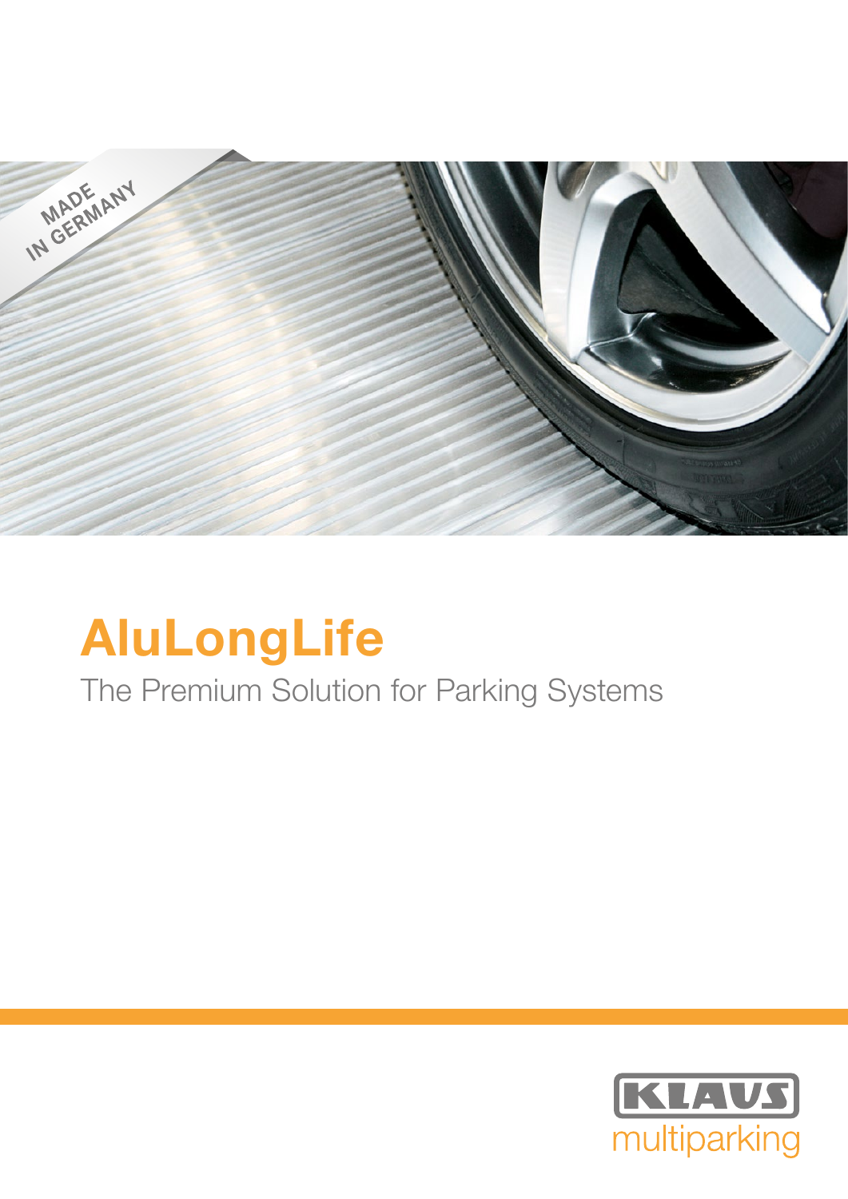MADE IN GERMANY

# AluLongLife

The Premium Solution for Parking Systems

KLAUS multiparking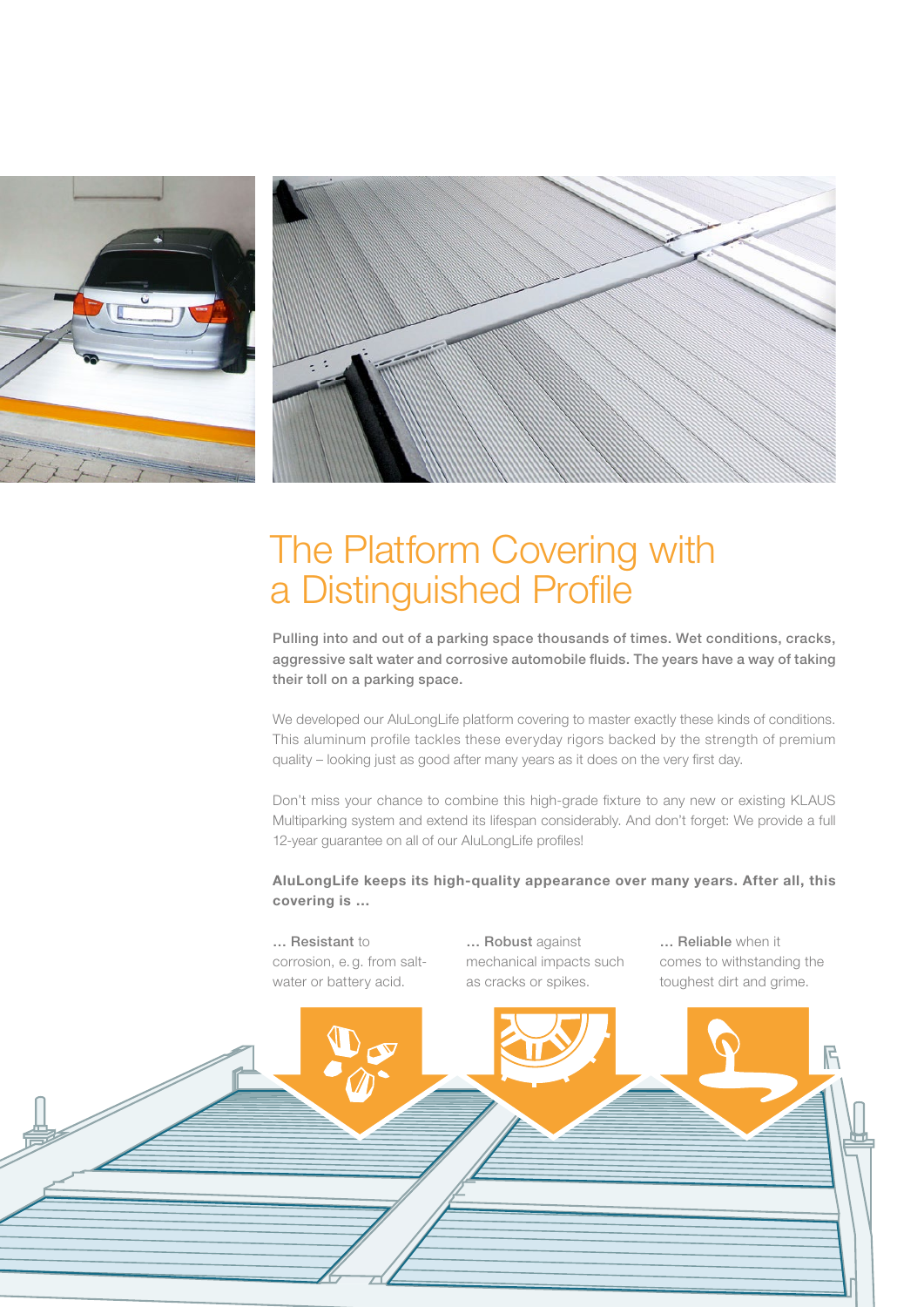# The Platform Covering with a Distinguished Profile

**Pulling into and out of a parking space thousands of times. Wet conditions, cracks, aggressive salt water and corrosive automobile fluids. The years have a way of taking their toll on a parking space.**

We developed our AluLongLife platform covering to master exactly these kinds of conditions. This aluminum profile tackles these everyday rigors backed by the strength of premium quality – looking just as good after many years as it does on the very first day.

Don't miss your chance to combine this high-grade fixture to any new or existing KLAUS Multiparking system and extend its lifespan considerably. And don't forget: We provide a full 12-year guarantee on all of our AluLongLife profiles!

**AluLongLife keeps its high-quality appearance over many years. After all, this covering is ...**

... **Resistant** to corrosion, e. g. from salt-water or battery acid.

... **Robust** against mechanical impacts such as cracks or spikes.

... **Reliable** when it comes to withstanding the toughest dirt and grime.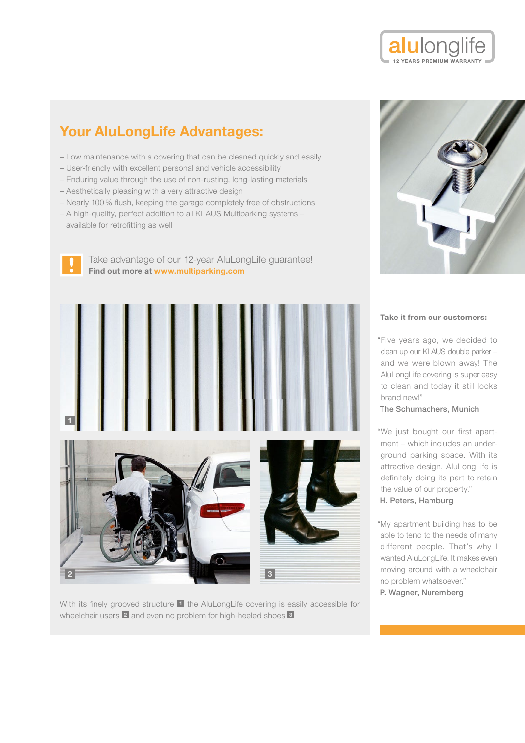alulonglife
12 YEARS PREMIUM WARRANTY

## Your AluLongLife Advantages:

- Low maintenance with a covering that can be cleaned quickly and easily
- User-friendly with excellent personal and vehicle accessibility
- Enduring value through the use of non-rusting, long-lasting materials
- Aesthetically pleasing with a very attractive design
- Nearly 100 % flush, keeping the garage completely free of obstructions
- A high-quality, perfect addition to all KLAUS Multiparking systems – available for retrofitting as well

Take advantage of our 12-year AluLongLife guarantee!
**Find out more at www.multiparking.com**

With its finely grooved structure 1 the AluLongLife covering is easily accessible for wheelchair users 2 and even no problem for high-heeled shoes 3

**Take it from our customers:**

"Five years ago, we decided to clean up our KLAUS double parker – and we were blown away! The AluLongLife covering is super easy to clean and today it still looks brand new!"
**The Schumachers, Munich**

"We just bought our first apartment – which includes an underground parking space. With its attractive design, AluLongLife is definitely doing its part to retain the value of our property."
**H. Peters, Hamburg**

"My apartment building has to be able to tend to the needs of many different people. That's why I wanted AluLongLife. It makes even moving around with a wheelchair no problem whatsoever."
**P. Wagner, Nuremberg**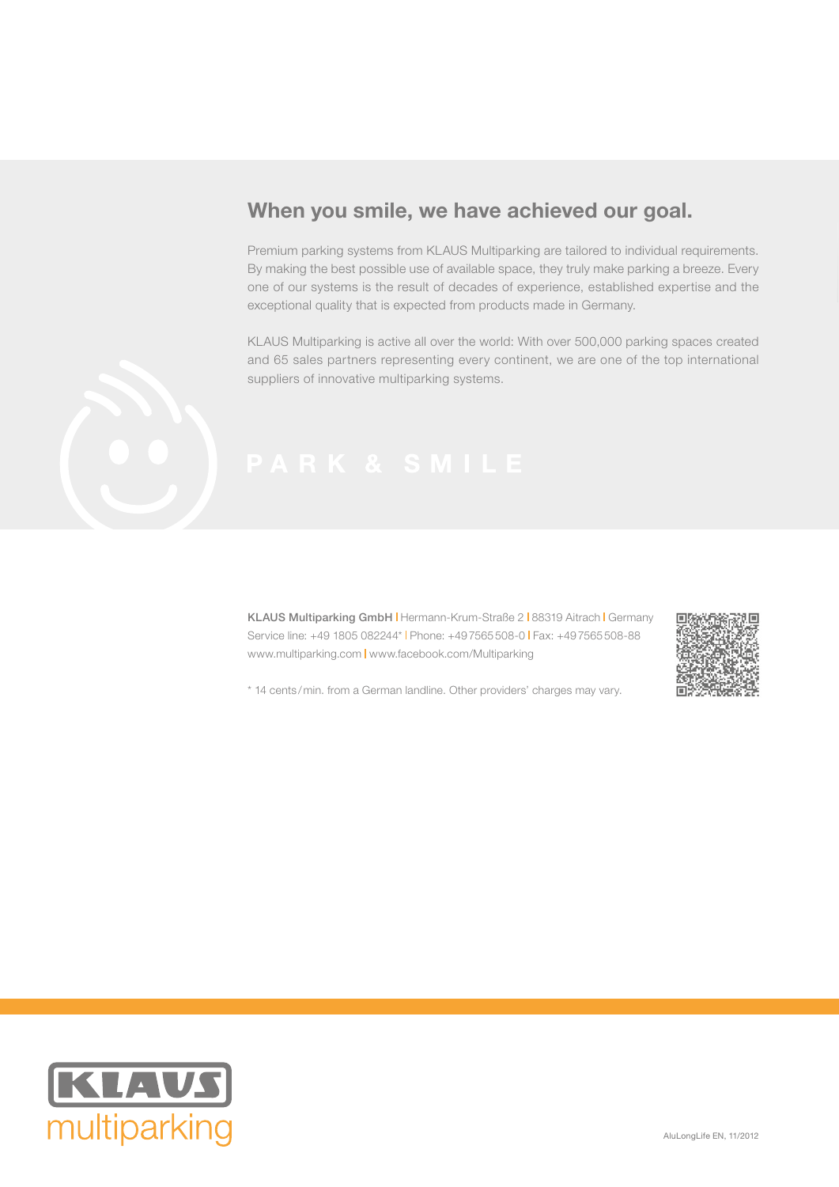## When you smile, we have achieved our goal.

Premium parking systems from KLAUS Multiparking are tailored to individual requirements. By making the best possible use of available space, they truly make parking a breeze. Every one of our systems is the result of decades of experience, established expertise and the exceptional quality that is expected from products made in Germany.

KLAUS Multiparking is active all over the world: With over 500,000 parking spaces created and 65 sales partners representing every continent, we are one of the top international suppliers of innovative multiparking systems.

PARK & SMILE

**KLAUS Multiparking GmbH** | Hermann-Krum-Straße 2 | 88319 Aitrach | Germany
Service line: +49 1805 082244* | Phone: +49 7565 508-0 | Fax: +49 7565 508-88
www.multiparking.com | www.facebook.com/Multiparking

* 14 cents/min. from a German landline. Other providers' charges may vary.

KLAUS multiparking

AluLongLife EN, 11/2012